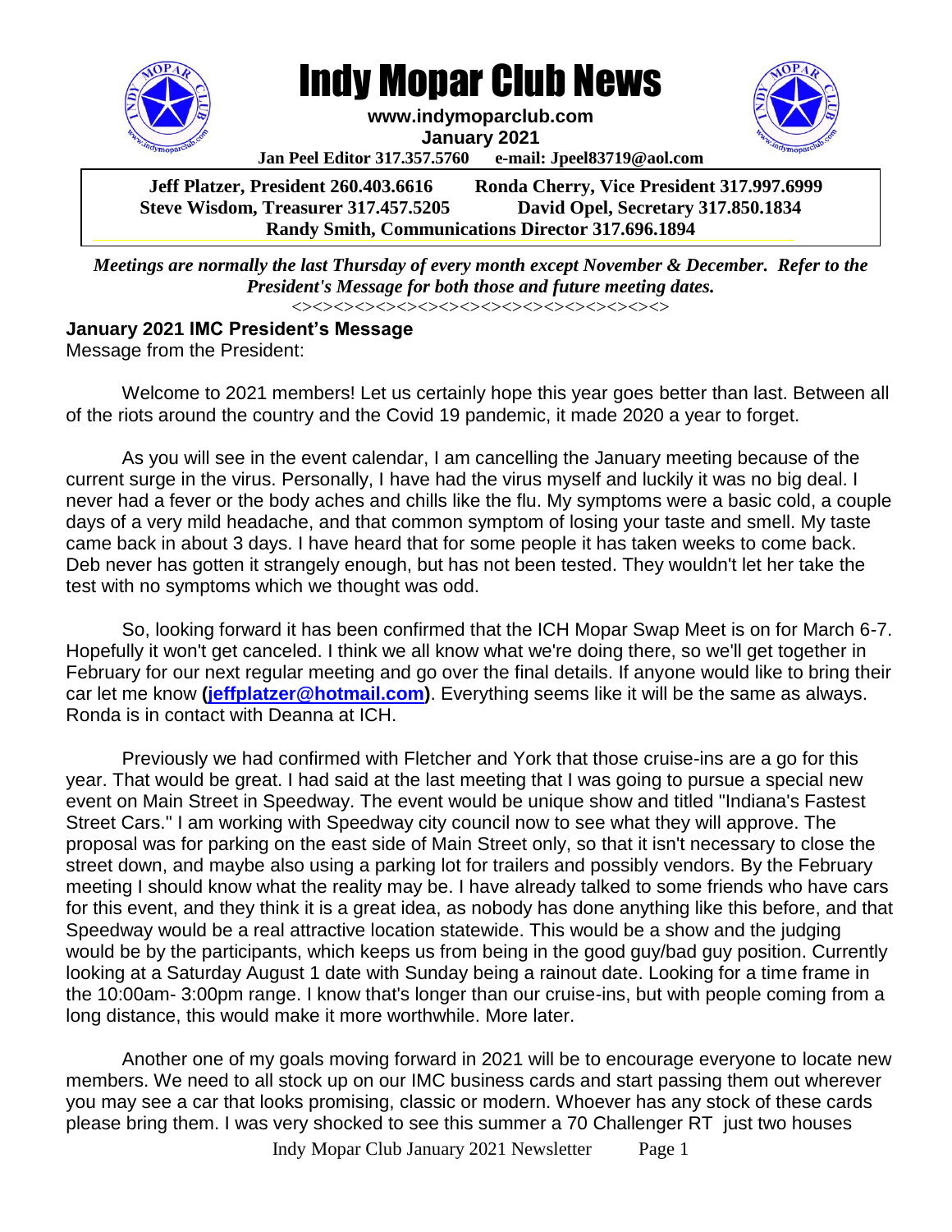# Indy Mopar Club News

**www.indymoparclub.com**
**January 2021**
**Jan Peel Editor 317.357.5760 e-mail: Jpeel83719@aol.com**

**Jeff Platzer, President 260.403.6616 Ronda Cherry, Vice President 317.997.6999**
**Steve Wisdom, Treasurer 317.457.5205 David Opel, Secretary 317.850.1834**
**Randy Smith, Communications Director 317.696.1894**

***Meetings are normally the last Thursday of every month except November & December. Refer to the President's Message for both those and future meeting dates.***

<><><><><><><><><><><><><><><><><><><><><><><><>

## January 2021 IMC President's Message

Message from the President:

Welcome to 2021 members! Let us certainly hope this year goes better than last. Between all of the riots around the country and the Covid 19 pandemic, it made 2020 a year to forget.

As you will see in the event calendar, I am cancelling the January meeting because of the current surge in the virus. Personally, I have had the virus myself and luckily it was no big deal. I never had a fever or the body aches and chills like the flu. My symptoms were a basic cold, a couple days of a very mild headache, and that common symptom of losing your taste and smell. My taste came back in about 3 days. I have heard that for some people it has taken weeks to come back. Deb never has gotten it strangely enough, but has not been tested. They wouldn't let her take the test with no symptoms which we thought was odd.

So, looking forward it has been confirmed that the ICH Mopar Swap Meet is on for March 6-7. Hopefully it won't get canceled. I think we all know what we're doing there, so we'll get together in February for our next regular meeting and go over the final details. If anyone would like to bring their car let me know **(jeffplatzer@hotmail.com)**. Everything seems like it will be the same as always. Ronda is in contact with Deanna at ICH.

Previously we had confirmed with Fletcher and York that those cruise-ins are a go for this year. That would be great. I had said at the last meeting that I was going to pursue a special new event on Main Street in Speedway. The event would be unique show and titled "Indiana's Fastest Street Cars." I am working with Speedway city council now to see what they will approve. The proposal was for parking on the east side of Main Street only, so that it isn't necessary to close the street down, and maybe also using a parking lot for trailers and possibly vendors. By the February meeting I should know what the reality may be. I have already talked to some friends who have cars for this event, and they think it is a great idea, as nobody has done anything like this before, and that Speedway would be a real attractive location statewide. This would be a show and the judging would be by the participants, which keeps us from being in the good guy/bad guy position. Currently looking at a Saturday August 1 date with Sunday being a rainout date. Looking for a time frame in the 10:00am- 3:00pm range. I know that's longer than our cruise-ins, but with people coming from a long distance, this would make it more worthwhile. More later.

Another one of my goals moving forward in 2021 will be to encourage everyone to locate new members. We need to all stock up on our IMC business cards and start passing them out wherever you may see a car that looks promising, classic or modern. Whoever has any stock of these cards please bring them. I was very shocked to see this summer a 70 Challenger RT just two houses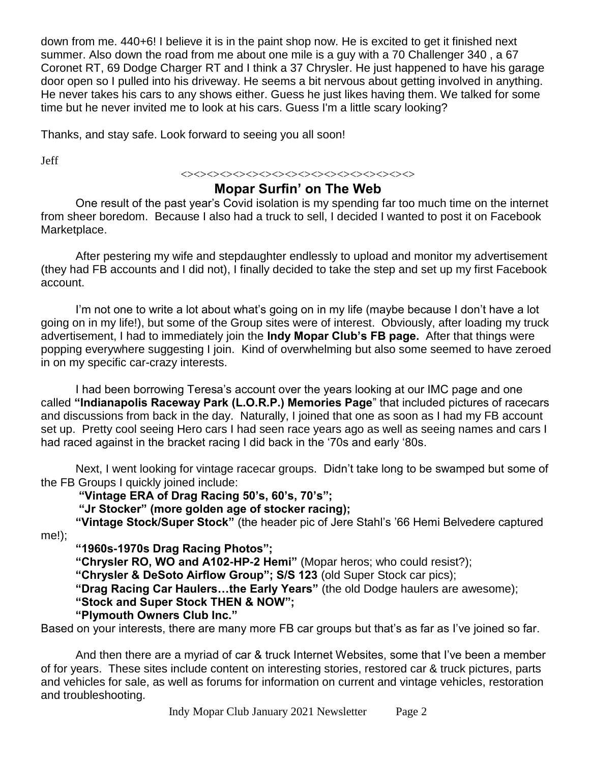down from me. 440+6! I believe it is in the paint shop now. He is excited to get it finished next summer. Also down the road from me about one mile is a guy with a 70 Challenger 340 , a 67 Coronet RT, 69 Dodge Charger RT and I think a 37 Chrysler. He just happened to have his garage door open so I pulled into his driveway. He seems a bit nervous about getting involved in anything. He never takes his cars to any shows either. Guess he just likes having them. We talked for some time but he never invited me to look at his cars. Guess I'm a little scary looking?

Thanks, and stay safe. Look forward to seeing you all soon!

Jeff

<><><><><><><><><><><><><><><><><><>

## Mopar Surfin' on The Web

One result of the past year's Covid isolation is my spending far too much time on the internet from sheer boredom. Because I also had a truck to sell, I decided I wanted to post it on Facebook Marketplace.

After pestering my wife and stepdaughter endlessly to upload and monitor my advertisement (they had FB accounts and I did not), I finally decided to take the step and set up my first Facebook account.

I'm not one to write a lot about what's going on in my life (maybe because I don't have a lot going on in my life!), but some of the Group sites were of interest. Obviously, after loading my truck advertisement, I had to immediately join the **Indy Mopar Club's FB page.** After that things were popping everywhere suggesting I join. Kind of overwhelming but also some seemed to have zeroed in on my specific car-crazy interests.

I had been borrowing Teresa's account over the years looking at our IMC page and one called **"Indianapolis Raceway Park (L.O.R.P.) Memories Page"** that included pictures of racecars and discussions from back in the day. Naturally, I joined that one as soon as I had my FB account set up. Pretty cool seeing Hero cars I had seen race years ago as well as seeing names and cars I had raced against in the bracket racing I did back in the '70s and early '80s.

Next, I went looking for vintage racecar groups. Didn't take long to be swamped but some of the FB Groups I quickly joined include:

**"Vintage ERA of Drag Racing 50's, 60's, 70's";**
**"Jr Stocker" (more golden age of stocker racing);**
**"Vintage Stock/Super Stock"** (the header pic of Jere Stahl's '66 Hemi Belvedere captured me!);
**"1960s-1970s Drag Racing Photos";**
**"Chrysler RO, WO and A102-HP-2 Hemi"** (Mopar heros; who could resist?);
**"Chrysler & DeSoto Airflow Group"; S/S 123** (old Super Stock car pics);
**"Drag Racing Car Haulers…the Early Years"** (the old Dodge haulers are awesome);
**"Stock and Super Stock THEN & NOW";**
**"Plymouth Owners Club Inc."**

Based on your interests, there are many more FB car groups but that's as far as I've joined so far.

And then there are a myriad of car & truck Internet Websites, some that I've been a member of for years. These sites include content on interesting stories, restored car & truck pictures, parts and vehicles for sale, as well as forums for information on current and vintage vehicles, restoration and troubleshooting.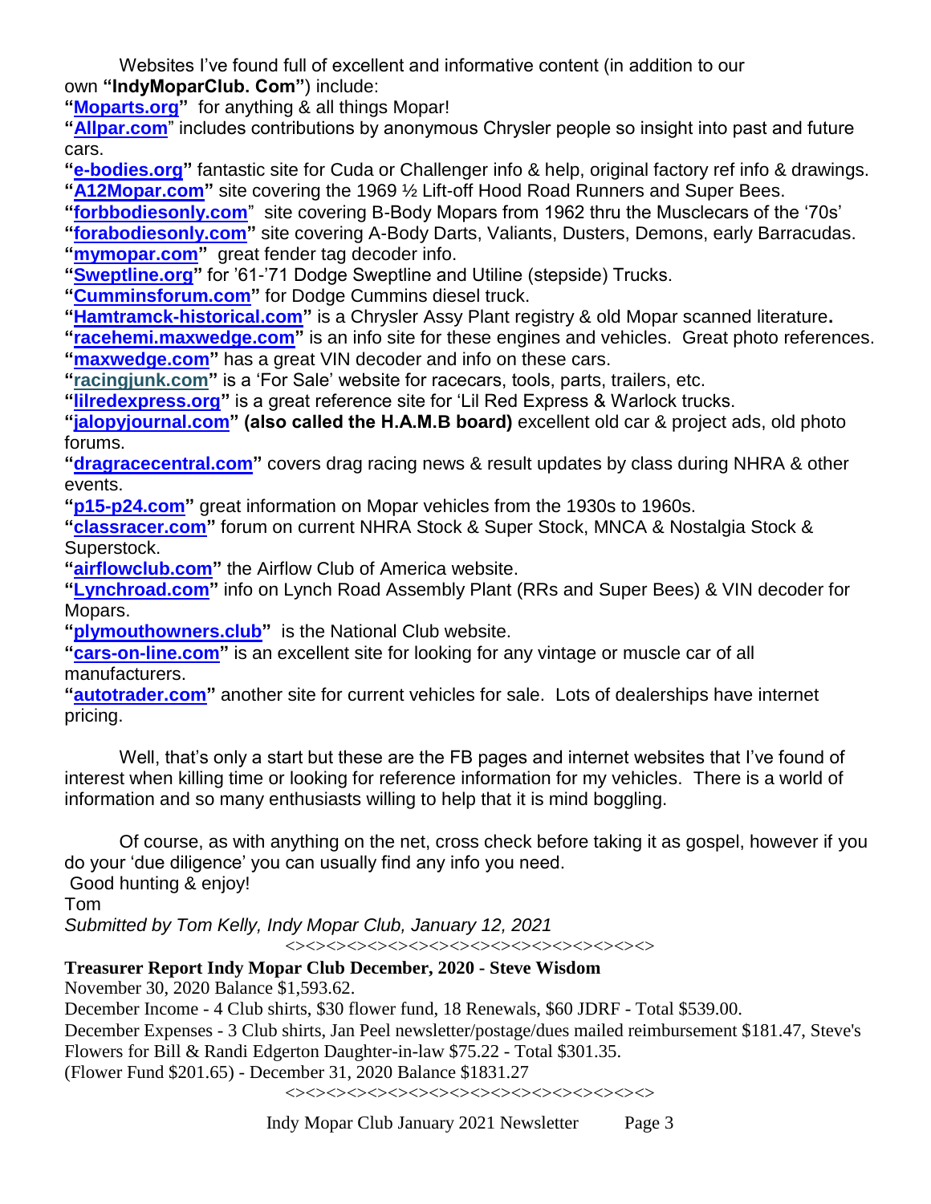Websites I've found full of excellent and informative content (in addition to our own **"IndyMoparClub. Com"**) include:

**"Moparts.org"** for anything & all things Mopar!
**"Allpar.com"** includes contributions by anonymous Chrysler people so insight into past and future cars.
**"e-bodies.org"** fantastic site for Cuda or Challenger info & help, original factory ref info & drawings.
**"A12Mopar.com"** site covering the 1969 ½ Lift-off Hood Road Runners and Super Bees.
**"forbbodiesonly.com"** site covering B-Body Mopars from 1962 thru the Musclecars of the '70s'
**"forabodiesonly.com"** site covering A-Body Darts, Valiants, Dusters, Demons, early Barracudas.
**"mymopar.com"** great fender tag decoder info.
**"Sweptline.org"** for '61-'71 Dodge Sweptline and Utiline (stepside) Trucks.
**"Cumminsforum.com"** for Dodge Cummins diesel truck.
**"Hamtramck-historical.com"** is a Chrysler Assy Plant registry & old Mopar scanned literature**.**
**"racehemi.maxwedge.com"** is an info site for these engines and vehicles. Great photo references.
**"maxwedge.com"** has a great VIN decoder and info on these cars.
**"racingjunk.com"** is a 'For Sale' website for racecars, tools, parts, trailers, etc.
**"lilredexpress.org"** is a great reference site for 'Lil Red Express & Warlock trucks.
**"jalopyjournal.com" (also called the H.A.M.B board)** excellent old car & project ads, old photo forums.
**"dragracecentral.com"** covers drag racing news & result updates by class during NHRA & other events.
**"p15-p24.com"** great information on Mopar vehicles from the 1930s to 1960s.
**"classracer.com"** forum on current NHRA Stock & Super Stock, MNCA & Nostalgia Stock & Superstock.
**"airflowclub.com"** the Airflow Club of America website.
**"Lynchroad.com"** info on Lynch Road Assembly Plant (RRs and Super Bees) & VIN decoder for Mopars.
**"plymouthowners.club"** is the National Club website.
**"cars-on-line.com"** is an excellent site for looking for any vintage or muscle car of all manufacturers.
**"autotrader.com"** another site for current vehicles for sale. Lots of dealerships have internet pricing.

Well, that's only a start but these are the FB pages and internet websites that I've found of interest when killing time or looking for reference information for my vehicles. There is a world of information and so many enthusiasts willing to help that it is mind boggling.

Of course, as with anything on the net, cross check before taking it as gospel, however if you do your 'due diligence' you can usually find any info you need.

Good hunting & enjoy!

Tom

*Submitted by Tom Kelly, Indy Mopar Club, January 12, 2021*

<><><><><><><><><><><><><><><><><><><><><><><><><><>

**Treasurer Report Indy Mopar Club December, 2020 - Steve Wisdom**

November 30, 2020 Balance $1,593.62.

December Income - 4 Club shirts, $30 flower fund, 18 Renewals, $60 JDRF - Total $539.00.

December Expenses - 3 Club shirts, Jan Peel newsletter/postage/dues mailed reimbursement $181.47, Steve's Flowers for Bill & Randi Edgerton Daughter-in-law $75.22 - Total $301.35.

(Flower Fund $201.65) - December 31, 2020 Balance $1831.27

<><><><><><><><><><><><><><><><><><><><><><><><><><>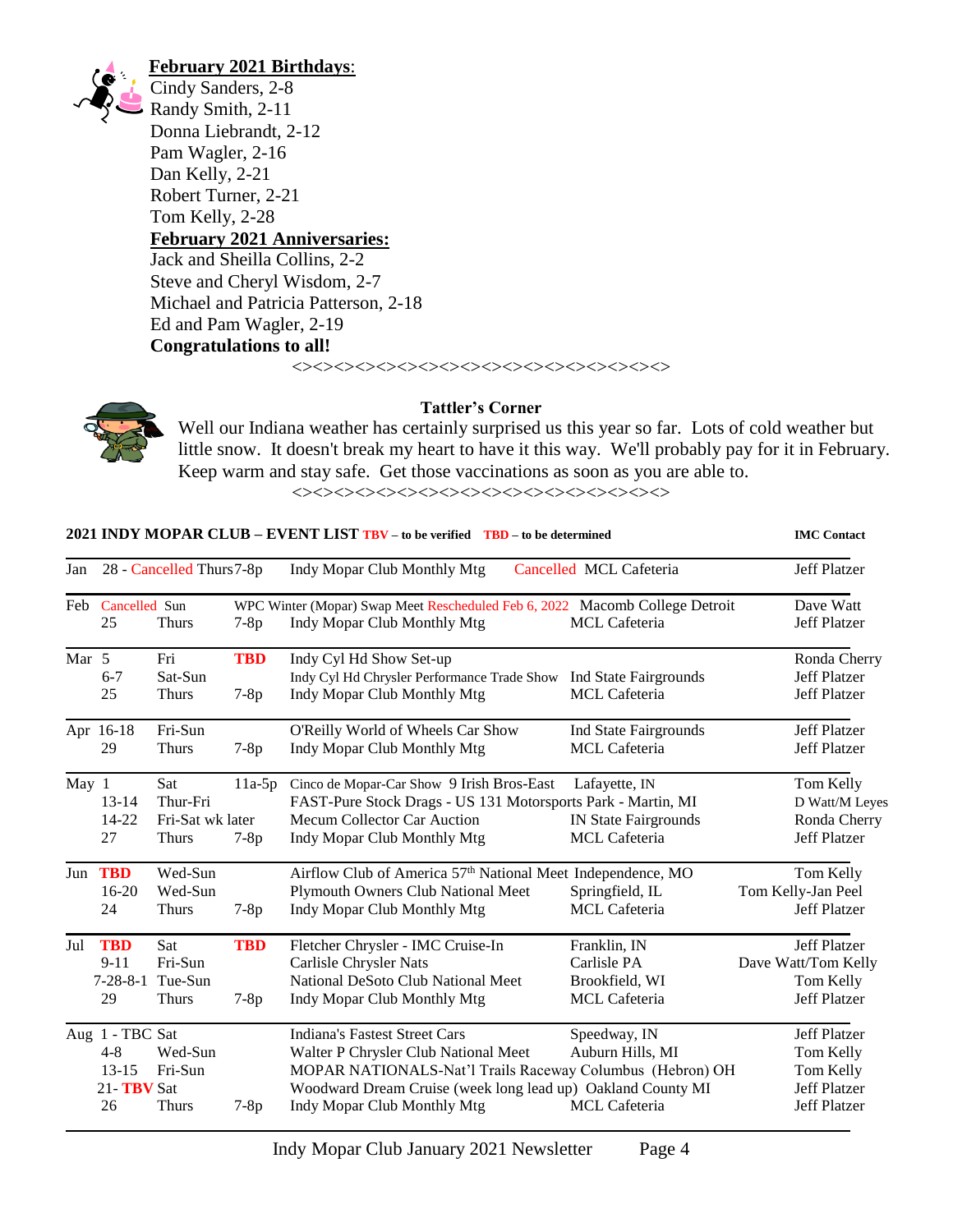**February 2021 Birthdays**:

Cindy Sanders, 2-8
Randy Smith, 2-11
Donna Liebrandt, 2-12
Pam Wagler, 2-16
Dan Kelly, 2-21
Robert Turner, 2-21
Tom Kelly, 2-28

**February 2021 Anniversaries:**

Jack and Sheilla Collins, 2-2
Steve and Cheryl Wisdom, 2-7
Michael and Patricia Patterson, 2-18
Ed and Pam Wagler, 2-19

**Congratulations to all!**

<><><><><><><><><><><><><><><><>

**Tattler's Corner**

Well our Indiana weather has certainly surprised us this year so far. Lots of cold weather but little snow. It doesn't break my heart to have it this way. We'll probably pay for it in February. Keep warm and stay safe. Get those vaccinations as soon as you are able to.

<><><><><><><><><><><><><><><><>

**2021 INDY MOPAR CLUB – EVENT LIST** **TBV** – to be verified **TBD** – to be determined

| Month | Date | Day | Time | Event | Location | IMC Contact |
|---|---|---|---|---|---|---|
| Jan | 28 - Cancelled | Thurs | 7-8p | Indy Mopar Club Monthly Mtg | Cancelled MCL Cafeteria | Jeff Platzer |
| Feb | Cancelled | Sun | | WPC Winter (Mopar) Swap Meet Rescheduled Feb 6, 2022 | Macomb College Detroit | Dave Watt |
| | 25 | Thurs | 7-8p | Indy Mopar Club Monthly Mtg | MCL Cafeteria | Jeff Platzer |
| Mar | 5 | Fri | TBD | Indy Cyl Hd Show Set-up | | Ronda Cherry |
| | 6-7 | Sat-Sun | | Indy Cyl Hd Chrysler Performance Trade Show | Ind State Fairgrounds | Jeff Platzer |
| | 25 | Thurs | 7-8p | Indy Mopar Club Monthly Mtg | MCL Cafeteria | Jeff Platzer |
| Apr | 16-18 | Fri-Sun | | O'Reilly World of Wheels Car Show | Ind State Fairgrounds | Jeff Platzer |
| | 29 | Thurs | 7-8p | Indy Mopar Club Monthly Mtg | MCL Cafeteria | Jeff Platzer |
| May | 1 | Sat | 11a-5p | Cinco de Mopar-Car Show 9 Irish Bros-East | Lafayette, IN | Tom Kelly |
| | 13-14 | Thur-Fri | | FAST-Pure Stock Drags - US 131 Motorsports Park | Martin, MI | D Watt/M Leyes |
| | 14-22 | Fri-Sat wk later | | Mecum Collector Car Auction | IN State Fairgrounds | Ronda Cherry |
| | 27 | Thurs | 7-8p | Indy Mopar Club Monthly Mtg | MCL Cafeteria | Jeff Platzer |
| Jun | TBD | Wed-Sun | | Airflow Club of America 57th National Meet | Independence, MO | Tom Kelly |
| | 16-20 | Wed-Sun | | Plymouth Owners Club National Meet | Springfield, IL | Tom Kelly-Jan Peel |
| | 24 | Thurs | 7-8p | Indy Mopar Club Monthly Mtg | MCL Cafeteria | Jeff Platzer |
| Jul | TBD | Sat | TBD | Fletcher Chrysler - IMC Cruise-In | Franklin, IN | Jeff Platzer |
| | 9-11 | Fri-Sun | | Carlisle Chrysler Nats | Carlisle PA | Dave Watt/Tom Kelly |
| | 7-28-8-1 | Tue-Sun | | National DeSoto Club National Meet | Brookfield, WI | Tom Kelly |
| | 29 | Thurs | 7-8p | Indy Mopar Club Monthly Mtg | MCL Cafeteria | Jeff Platzer |
| Aug | 1 - TBC | Sat | | Indiana's Fastest Street Cars | Speedway, IN | Jeff Platzer |
| | 4-8 | Wed-Sun | | Walter P Chrysler Club National Meet | Auburn Hills, MI | Tom Kelly |
| | 13-15 | Fri-Sun | | MOPAR NATIONALS-Nat'l Trails Raceway | Columbus (Hebron) OH | Tom Kelly |
| | 21- TBV | Sat | | Woodward Dream Cruise (week long lead up) | Oakland County MI | Jeff Platzer |
| | 26 | Thurs | 7-8p | Indy Mopar Club Monthly Mtg | MCL Cafeteria | Jeff Platzer |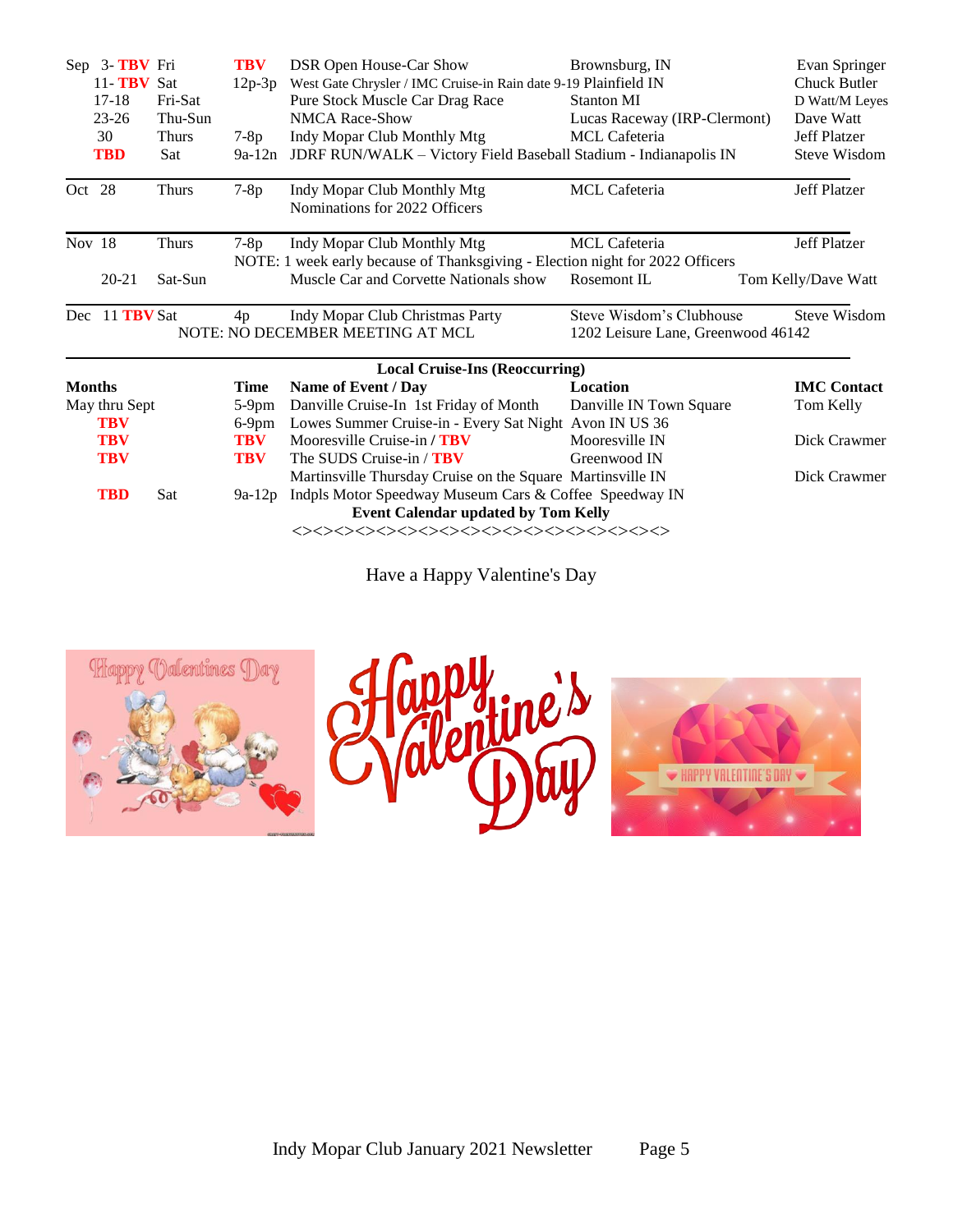| | | | | | |
|---|---|---|---|---|---|
| Sep 3- **TBV** | Fri | **TBV** | DSR Open House-Car Show | Brownsburg, IN | Evan Springer |
| 11- **TBV** | Sat | 12p-3p | West Gate Chrysler / IMC Cruise-in Rain date 9-19 | Plainfield IN | Chuck Butler |
| 17-18 | Fri-Sat | | Pure Stock Muscle Car Drag Race | Stanton MI | D Watt/M Leyes |
| 23-26 | Thu-Sun | | NMCA Race-Show | Lucas Raceway (IRP-Clermont) | Dave Watt |
| 30 | Thurs | 7-8p | Indy Mopar Club Monthly Mtg | MCL Cafeteria | Jeff Platzer |
| **TBD** | Sat | 9a-12n | JDRF RUN/WALK – Victory Field Baseball Stadium - Indianapolis IN | | Steve Wisdom |
| Oct 28 | Thurs | 7-8p | Indy Mopar Club Monthly Mtg<br>Nominations for 2022 Officers | MCL Cafeteria | Jeff Platzer |
| Nov 18 | Thurs | 7-8p | Indy Mopar Club Monthly Mtg<br>NOTE: 1 week early because of Thanksgiving - Election night for 2022 Officers | MCL Cafeteria | Jeff Platzer |
| 20-21 | Sat-Sun | | Muscle Car and Corvette Nationals show | Rosemont IL | Tom Kelly/Dave Watt |
| Dec 11 **TBV** | Sat | 4p | Indy Mopar Club Christmas Party<br>NOTE: NO DECEMBER MEETING AT MCL | Steve Wisdom's Clubhouse<br>1202 Leisure Lane, Greenwood 46142 | Steve Wisdom |

**Local Cruise-Ins (Reoccurring)**

| Months | | Time | Name of Event / Day | Location | IMC Contact |
|---|---|---|---|---|---|
| May thru Sept | | 5-9pm | Danville Cruise-In 1st Friday of Month | Danville IN Town Square | Tom Kelly |
| **TBV** | | 6-9pm | Lowes Summer Cruise-in - Every Sat Night | Avon IN US 36 | |
| **TBV** | | **TBV** | Mooresville Cruise-in / **TBV** | Mooresville IN | Dick Crawmer |
| **TBV** | | **TBV** | The SUDS Cruise-in / **TBV** | Greenwood IN | |
| | | | Martinsville Thursday Cruise on the Square | Martinsville IN | Dick Crawmer |
| **TBD** | Sat | 9a-12p | Indpls Motor Speedway Museum Cars & Coffee | Speedway IN | |

**Event Calendar updated by Tom Kelly**

<><><><><><><><><><><><><><><><><><><><><><>

Have a Happy Valentine's Day